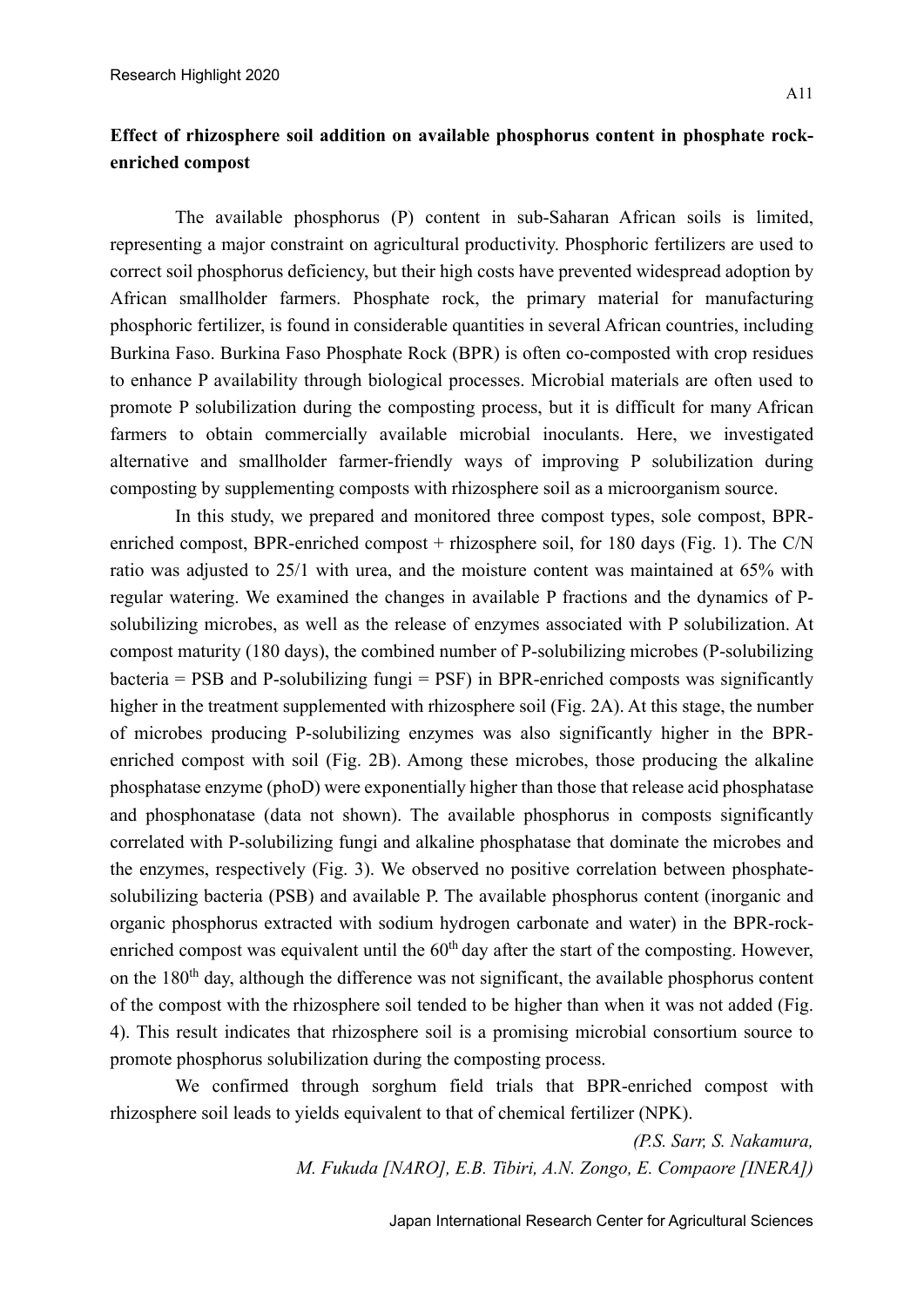## Effect of rhizosphere soil addition on available phosphorus content in phosphate rock-enriched compost

The available phosphorus (P) content in sub-Saharan African soils is limited, representing a major constraint on agricultural productivity. Phosphoric fertilizers are used to correct soil phosphorus deficiency, but their high costs have prevented widespread adoption by African smallholder farmers. Phosphate rock, the primary material for manufacturing phosphoric fertilizer, is found in considerable quantities in several African countries, including Burkina Faso. Burkina Faso Phosphate Rock (BPR) is often co-composted with crop residues to enhance P availability through biological processes. Microbial materials are often used to promote P solubilization during the composting process, but it is difficult for many African farmers to obtain commercially available microbial inoculants. Here, we investigated alternative and smallholder farmer-friendly ways of improving P solubilization during composting by supplementing composts with rhizosphere soil as a microorganism source.

In this study, we prepared and monitored three compost types, sole compost, BPR-enriched compost, BPR-enriched compost + rhizosphere soil, for 180 days (Fig. 1). The C/N ratio was adjusted to 25/1 with urea, and the moisture content was maintained at 65% with regular watering. We examined the changes in available P fractions and the dynamics of P-solubilizing microbes, as well as the release of enzymes associated with P solubilization. At compost maturity (180 days), the combined number of P-solubilizing microbes (P-solubilizing bacteria = PSB and P-solubilizing fungi = PSF) in BPR-enriched composts was significantly higher in the treatment supplemented with rhizosphere soil (Fig. 2A). At this stage, the number of microbes producing P-solubilizing enzymes was also significantly higher in the BPR-enriched compost with soil (Fig. 2B). Among these microbes, those producing the alkaline phosphatase enzyme (phoD) were exponentially higher than those that release acid phosphatase and phosphonatase (data not shown). The available phosphorus in composts significantly correlated with P-solubilizing fungi and alkaline phosphatase that dominate the microbes and the enzymes, respectively (Fig. 3). We observed no positive correlation between phosphate-solubilizing bacteria (PSB) and available P. The available phosphorus content (inorganic and organic phosphorus extracted with sodium hydrogen carbonate and water) in the BPR-rock-enriched compost was equivalent until the 60th day after the start of the composting. However, on the 180th day, although the difference was not significant, the available phosphorus content of the compost with the rhizosphere soil tended to be higher than when it was not added (Fig. 4). This result indicates that rhizosphere soil is a promising microbial consortium source to promote phosphorus solubilization during the composting process.

We confirmed through sorghum field trials that BPR-enriched compost with rhizosphere soil leads to yields equivalent to that of chemical fertilizer (NPK).

*(P.S. Sarr, S. Nakamura, M. Fukuda [NARO], E.B. Tibiri, A.N. Zongo, E. Compaore [INERA])*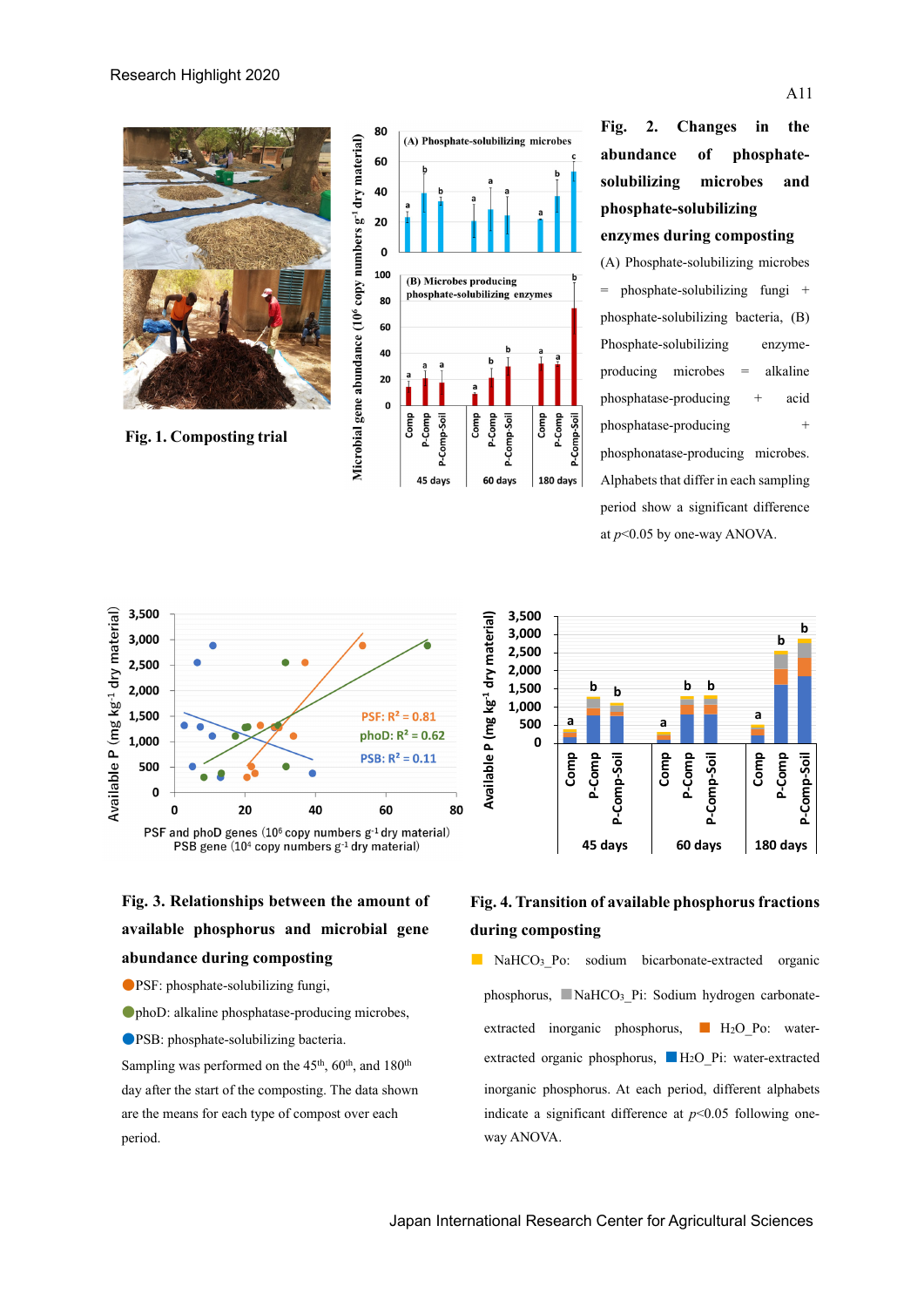**Fig. 1. Composting trial**

(A) Phosphate-solubilizing microbes

(B) Microbes producing phosphate-solubilizing enzymes

Microbial gene abundance ($10^6$ copy numbers $g^{-1}$ dry material)

80
60
40
20
0
100
80
60
40
20
0

Comp
P-Comp
P-Comp-Soil
45 days
60 days
180 days

**Fig. 2. Changes in the abundance of phosphate-solubilizing microbes and phosphate-solubilizing enzymes during composting**

(A) Phosphate-solubilizing microbes = phosphate-solubilizing fungi + phosphate-solubilizing bacteria, (B) Phosphate-solubilizing enzyme-producing microbes = alkaline phosphatase-producing + acid phosphatase-producing + phosphonatase-producing microbes. Alphabets that differ in each sampling period show a significant difference at $p<0.05$ by one-way ANOVA.

Available P (mg $kg^{-1}$ dry material)

3,500
3,000
2,500
2,000
1,500
1,000
500
0

0
20
40
60
80

PSF: $R^2 = 0.81$
phoD: $R^2 = 0.62$
PSB: $R^2 = 0.11$

PSF and phoD genes ($10^6$ copy numbers $g^{-1}$ dry material)
PSB gene ($10^4$ copy numbers $g^{-1}$ dry material)

**Fig. 3. Relationships between the amount of available phosphorus and microbial gene abundance during composting**

PSF: phosphate-solubilizing fungi,

phoD: alkaline phosphatase-producing microbes,

PSB: phosphate-solubilizing bacteria.

Sampling was performed on the 45th, 60th, and 180th day after the start of the composting. The data shown are the means for each type of compost over each period.

Available P (mg $kg^{-1}$ dry material)

Comp
P-Comp
P-Comp-Soil
45 days
60 days
180 days

**Fig. 4. Transition of available phosphorus fractions during composting**

$NaHCO_3$_Po: sodium bicarbonate-extracted organic phosphorus, $NaHCO_3$_Pi: Sodium hydrogen carbonate-extracted inorganic phosphorus, $H_2O$_Po: water-extracted organic phosphorus, $H_2O$_Pi: water-extracted inorganic phosphorus. At each period, different alphabets indicate a significant difference at $p<0.05$ following one-way ANOVA.